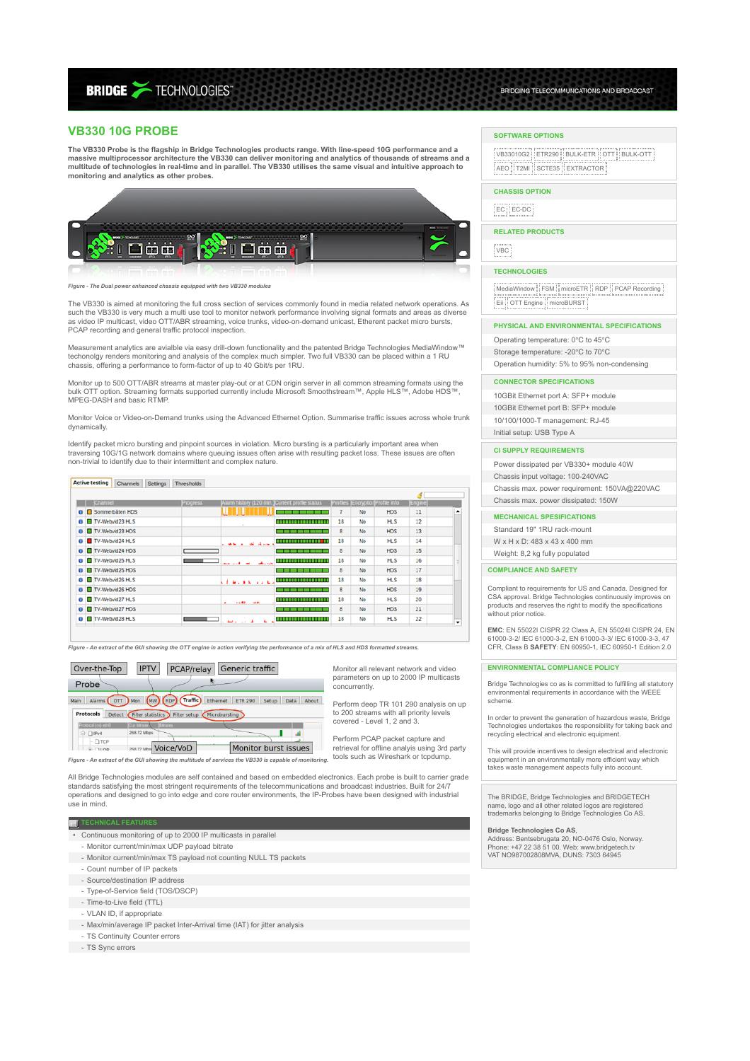# VB330 10G PROBE

**The VB330 Probe is the flagship in Bridge Technologies products range. With line-speed 10G performance and a massive multiprocessor architecture the VB330 can deliver monitoring and analytics of thousands of streams and a multitude of technologies in full and in parallel. The VB330 utilises the same visual and intuitive approach to monitoring and analytics as other probes.**

*Figure - The Dual power enhanced chassis equipped with two VB330 modules*

The VB330 is aimed at monitoring the full cross section of services commonly found in media related network operations. As such the VB330 is very much a multi use tool to monitor network performance involving signal formats and areas as diverse as video IP multicast, video OTT/ABR streaming, voice trunks, video-on-demand unicast, Etherent packet micro bursts, PCAP recording and general traffic protocol inspection.

Measurement analytics are avialble via easy drill-down functionality and the patented Bridge Technologies MediaWindow™ techonolgy renders monitoring and analysis of the complex much simpler. Two full VB330 can be placed within a 1 RU chassis, offering a performance to form-factor of up to 40 Gbit/s per 1RU.

Monitor up to 500 OTT/ABR streams at master play-out or at CDN origin server in all common streaming formats using the bulk OTT option. Streaming formats supported currently include Microsoft Smoothstream™, Apple HLS™, Adobe HDS™, MPEG-DASH and basic RTMP.

Monitor Voice or Video-on-Demand trunks using the Advanced Ethernet Option. Summarise traffic issues across whole trunk dynamically.

Identify packet micro bursting and pinpoint sources in violation. Micro bursting is a particularly important area when traversing 10G/1G network domains where queuing issues often arise with resulting packet loss. These issues are often non-trivial to identify due to their intermittent and complex nature.

*Figure - An extract of the GUI showing the OTT engine in action verifying the performance of a mix of HLS and HDS formatted streams.*

*Figure - An extract of the GUI showing the multitude of services the VB330 is capable of monitoring.*

Monitor all relevant network and video parameters on up to 2000 IP multicasts concurrently.

Perform deep TR 101 290 analysis on up to 200 streams with all priority levels covered - Level 1, 2 and 3.

Perform PCAP packet capture and retrieval for offline analyis using 3rd party tools such as Wireshark or tcpdump.

All Bridge Technologies modules are self contained and based on embedded electronics. Each probe is built to carrier grade standards satisfying the most stringent requirements of the telecommunications and broadcast industries. Built for 24/7 operations and designed to go into edge and core router environments, the IP-Probes have been designed with invaluable use in mind.

## TECHNICAL FEATURES

- Continuous monitoring of up to 2000 IP multicasts in parallel
  - Monitor current/min/max UDP payload bitrate
  - Monitor current/min/max TS payload not counting NULL TS packets
  - Count number of IP packets
  - Source/destination IP address
  - Type-of-Service field (TOS/DSCP)
  - Time-to-Live field (TTL)
  - VLAN ID, if appropriate
  - Max/min/average IP packet Inter-Arrival time (IAT) for jitter analysis
  - TS Continuity Counter errors
  - TS Sync errors

## SOFTWARE OPTIONS

VB33010G2 | ETR290 | BULK-ETR | OTT | BULK-OTT | AEO | T2MI | SCTE35 | EXTRACTOR

## CHASSIS OPTION

EC | EC-DC

## RELATED PRODUCTS

VBC

## TECHNOLOGIES

MediaWindow | FSM | microETR | RDP | PCAP Recording | Eii | OTT Engine | microBURST

## PHYSICAL AND ENVIRONMENTAL SPECIFICATIONS

- Operating temperature: 0°C to 45°C
- Storage temperature: -20°C to 70°C
- Operation humidity: 5% to 95% non-condensing

## CONNECTOR SPECIFICATIONS

- 10GBit Ethernet port A: SFP+ module
- 10GBit Ethernet port B: SFP+ module
- 10/100/1000-T management: RJ-45
- Initial setup: USB Type A

## CI SUPPLY REQUIREMENTS

- Power dissipated per VB330+ module 40W
- Chassis input voltage: 100-240VAC
- Chassis max. power requirement: 150VA@220VAC
- Chassis max. power dissipated: 150W

## MECHANICAL SPESIFICATIONS

- Standard 19" 1RU rack-mount
- W x H x D: 483 x 43 x 400 mm
- Weight: 8,2 kg fully populated

## COMPLIANCE AND SAFETY

Compliant to requirements for US and Canada. Designed for CSA approval. Bridge Technologies continuously improves on products and reserves the right to modify the specifications without prior notice.

**EMC**: EN 55022I CISPR 22 Class A, EN 55024I CISPR 24, EN 61000-3-2/ IEC 61000-3-2, EN 61000-3-3/ IEC 61000-3-3, 47 CFR, Class B **SAFETY**: EN 60950-1, IEC 60950-1 Edition 2.0

## ENVIRONMENTAL COMPLIANCE POLICY

Bridge Technologies co as is committed to fulfilling all statutory environmental requirements in accordance with the WEEE scheme.

In order to prevent the generation of hazardous waste, Bridge Technologies undertakes the responsibility for taking back and recycling electrical and electronic equipment.

This will provide incentives to design electrical and electronic equipment in an environmentally more efficient way which takes waste management aspects fully into account.

The BRIDGE, Bridge Technologies and BRIDGETECH name, logo and all other related logos are registered trademarks belonging to Bridge Technologies Co AS.

**Bridge Technologies Co AS**,
Address: Bentsebrugata 20, NO-0476 Oslo, Norway.
Phone: +47 22 38 51 00. Web: www.bridgetech.tv
VAT NO987002808MVA, DUNS: 7303 64945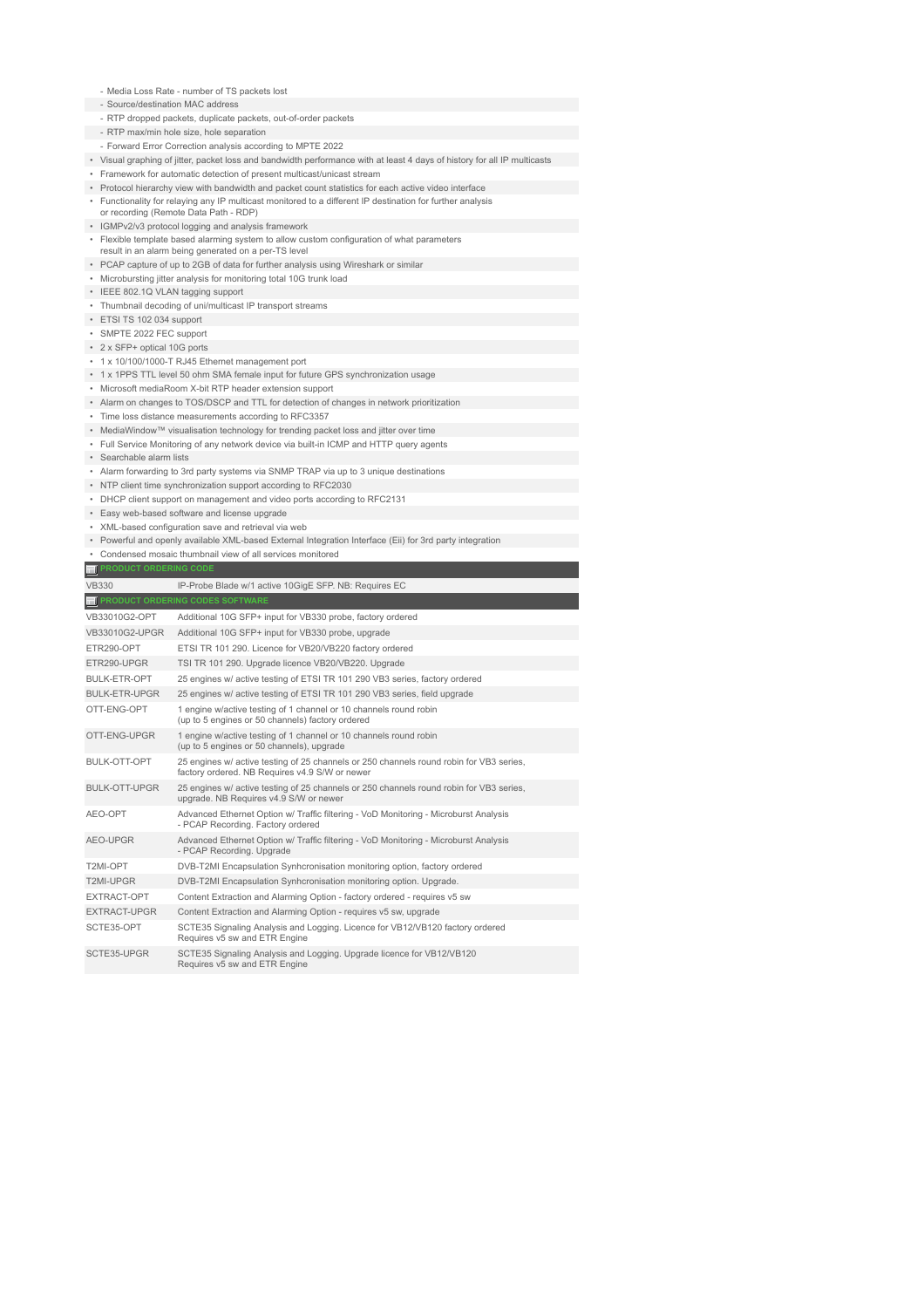- Media Loss Rate - number of TS packets lost
- Source/destination MAC address
- RTP dropped packets, duplicate packets, out-of-order packets
- RTP max/min hole size, hole separation
- Forward Error Correction analysis according to MPTE 2022

- Visual graphing of jitter, packet loss and bandwidth performance with at least 4 days of history for all IP multicasts
- Framework for automatic detection of present multicast/unicast stream
- Protocol hierarchy view with bandwidth and packet count statistics for each active video interface
- Functionality for relaying any IP multicast monitored to a different IP destination for further analysis or recording (Remote Data Path - RDP)
- IGMPv2/v3 protocol logging and analysis framework
- Flexible template based alarming system to allow custom configuration of what parameters result in an alarm being generated on a per-TS level
- PCAP capture of up to 2GB of data for further analysis using Wireshark or similar
- Microbursting jitter analysis for monitoring total 10G trunk load
- IEEE 802.1Q VLAN tagging support
- Thumbnail decoding of uni/multicast IP transport streams
- ETSI TS 102 034 support
- SMPTE 2022 FEC support
- 2 x SFP+ optical 10G ports
- 1 x 10/100/1000-T RJ45 Ethernet management port
- 1 x 1PPS TTL level 50 ohm SMA female input for future GPS synchronization usage
- Microsoft mediaRoom X-bit RTP header extension support
- Alarm on changes to TOS/DSCP and TTL for detection of changes in network prioritization
- Time loss distance measurements according to RFC3357
- MediaWindow™ visualisation technology for trending packet loss and jitter over time
- Full Service Monitoring of any network device via built-in ICMP and HTTP query agents
- Searchable alarm lists
- Alarm forwarding to 3rd party systems via SNMP TRAP via up to 3 unique destinations
- NTP client time synchronization support according to RFC2030
- DHCP client support on management and video ports according to RFC2131
- Easy web-based software and license upgrade
- XML-based configuration save and retrieval via web
- Powerful and openly available XML-based External Integration Interface (Eii) for 3rd party integration
- Condensed mosaic thumbnail view of all services monitored

## PRODUCT ORDERING CODE

| | |
|---|---|
| VB330 | IP-Probe Blade w/1 active 10GigE SFP. NB: Requires EC |

## PRODUCT ORDERING CODES SOFTWARE

| | |
|---|---|
| VB33010G2-OPT | Additional 10G SFP+ input for VB330 probe, factory ordered |
| VB33010G2-UPGR | Additional 10G SFP+ input for VB330 probe, upgrade |
| ETR290-OPT | ETSI TR 101 290. Licence for VB20/VB220 factory ordered |
| ETR290-UPGR | TSI TR 101 290. Upgrade licence VB20/VB220. Upgrade |
| BULK-ETR-OPT | 25 engines w/ active testing of ETSI TR 101 290 VB3 series, factory ordered |
| BULK-ETR-UPGR | 25 engines w/ active testing of ETSI TR 101 290 VB3 series, field upgrade |
| OTT-ENG-OPT | 1 engine w/active testing of 1 channel or 10 channels round robin (up to 5 engines or 50 channels) factory ordered |
| OTT-ENG-UPGR | 1 engine w/active testing of 1 channel or 10 channels round robin (up to 5 engines or 50 channels), upgrade |
| BULK-OTT-OPT | 25 engines w/ active testing of 25 channels or 250 channels round robin for VB3 series, factory ordered. NB Requires v4.9 S/W or newer |
| BULK-OTT-UPGR | 25 engines w/ active testing of 25 channels or 250 channels round robin for VB3 series, upgrade. NB Requires v4.9 S/W or newer |
| AEO-OPT | Advanced Ethernet Option w/ Traffic filtering - VoD Monitoring - Microburst Analysis - PCAP Recording. Factory ordered |
| AEO-UPGR | Advanced Ethernet Option w/ Traffic filtering - VoD Monitoring - Microburst Analysis - PCAP Recording. Upgrade |
| T2MI-OPT | DVB-T2MI Encapsulation Synhcronisation monitoring option, factory ordered |
| T2MI-UPGR | DVB-T2MI Encapsulation Synhcronisation monitoring option. Upgrade. |
| EXTRACT-OPT | Content Extraction and Alarming Option - factory ordered - requires v5 sw |
| EXTRACT-UPGR | Content Extraction and Alarming Option - requires v5 sw, upgrade |
| SCTE35-OPT | SCTE35 Signaling Analysis and Logging. Licence for VB12/VB120 factory ordered Requires v5 sw and ETR Engine |
| SCTE35-UPGR | SCTE35 Signaling Analysis and Logging. Upgrade licence for VB12/VB120 Requires v5 sw and ETR Engine |